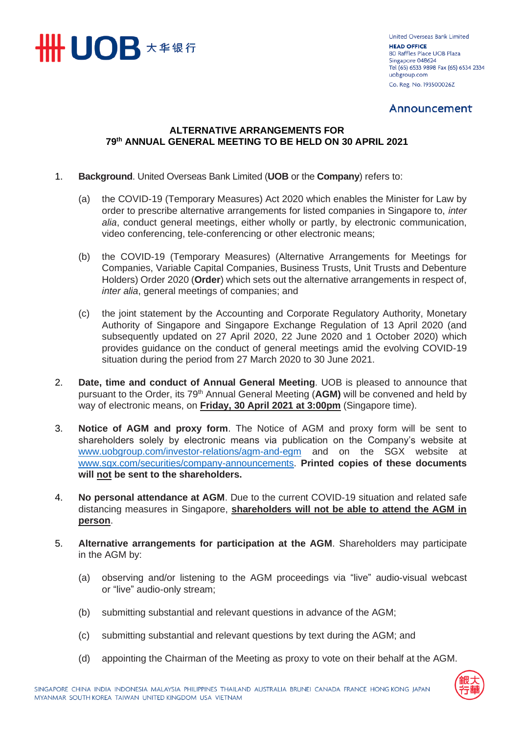United Overseas Bank Limited
**HEAD OFFICE**
80 Raffles Place UOB Plaza
Singapore 048624
Tel (65) 6533 9898 Fax (65) 6534 2334
uobgroup.com
Co. Reg. No. 193500026Z

## Announcement

### ALTERNATIVE ARRANGEMENTS FOR 79th ANNUAL GENERAL MEETING TO BE HELD ON 30 APRIL 2021

1. **Background**. United Overseas Bank Limited (**UOB** or the **Company**) refers to:

   (a) the COVID-19 (Temporary Measures) Act 2020 which enables the Minister for Law by order to prescribe alternative arrangements for listed companies in Singapore to, *inter alia*, conduct general meetings, either wholly or partly, by electronic communication, video conferencing, tele-conferencing or other electronic means;

   (b) the COVID-19 (Temporary Measures) (Alternative Arrangements for Meetings for Companies, Variable Capital Companies, Business Trusts, Unit Trusts and Debenture Holders) Order 2020 (**Order**) which sets out the alternative arrangements in respect of, *inter alia*, general meetings of companies; and

   (c) the joint statement by the Accounting and Corporate Regulatory Authority, Monetary Authority of Singapore and Singapore Exchange Regulation of 13 April 2020 (and subsequently updated on 27 April 2020, 22 June 2020 and 1 October 2020) which provides guidance on the conduct of general meetings amid the evolving COVID-19 situation during the period from 27 March 2020 to 30 June 2021.

2. **Date, time and conduct of Annual General Meeting**. UOB is pleased to announce that pursuant to the Order, its 79th Annual General Meeting (**AGM)** will be convened and held by way of electronic means, on **Friday, 30 April 2021 at 3:00pm** (Singapore time).

3. **Notice of AGM and proxy form**. The Notice of AGM and proxy form will be sent to shareholders solely by electronic means via publication on the Company's website at www.uobgroup.com/investor-relations/agm-and-egm and on the SGX website at www.sgx.com/securities/company-announcements. **Printed copies of these documents will not be sent to the shareholders.**

4. **No personal attendance at AGM**. Due to the current COVID-19 situation and related safe distancing measures in Singapore, **shareholders will not be able to attend the AGM in person**.

5. **Alternative arrangements for participation at the AGM**. Shareholders may participate in the AGM by:

   (a) observing and/or listening to the AGM proceedings via "live" audio-visual webcast or "live" audio-only stream;

   (b) submitting substantial and relevant questions in advance of the AGM;

   (c) submitting substantial and relevant questions by text during the AGM; and

   (d) appointing the Chairman of the Meeting as proxy to vote on their behalf at the AGM.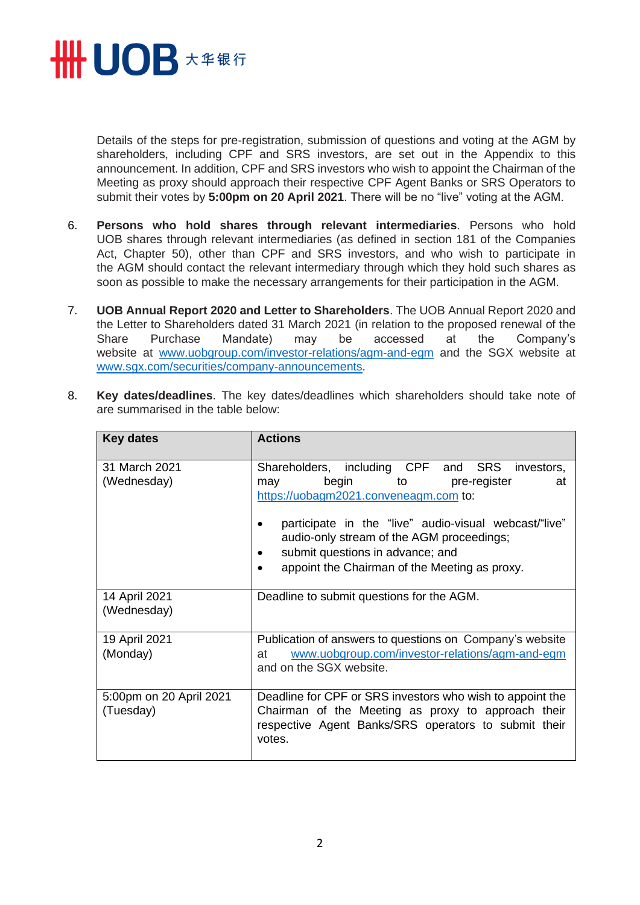Details of the steps for pre-registration, submission of questions and voting at the AGM by shareholders, including CPF and SRS investors, are set out in the Appendix to this announcement. In addition, CPF and SRS investors who wish to appoint the Chairman of the Meeting as proxy should approach their respective CPF Agent Banks or SRS Operators to submit their votes by **5:00pm on 20 April 2021**. There will be no "live" voting at the AGM.

6. **Persons who hold shares through relevant intermediaries**. Persons who hold UOB shares through relevant intermediaries (as defined in section 181 of the Companies Act, Chapter 50), other than CPF and SRS investors, and who wish to participate in the AGM should contact the relevant intermediary through which they hold such shares as soon as possible to make the necessary arrangements for their participation in the AGM.

7. **UOB Annual Report 2020 and Letter to Shareholders**. The UOB Annual Report 2020 and the Letter to Shareholders dated 31 March 2021 (in relation to the proposed renewal of the Share Purchase Mandate) may be accessed at the Company's website at www.uobgroup.com/investor-relations/agm-and-egm and the SGX website at www.sgx.com/securities/company-announcements.

8. **Key dates/deadlines**. The key dates/deadlines which shareholders should take note of are summarised in the table below:

| Key dates | Actions |
|---|---|
| 31 March 2021 (Wednesday) | Shareholders, including CPF and SRS investors, may begin to pre-register at https://uobagm2021.conveneagm.com to:<br>• participate in the "live" audio-visual webcast/"live" audio-only stream of the AGM proceedings;<br>• submit questions in advance; and<br>• appoint the Chairman of the Meeting as proxy. |
| 14 April 2021 (Wednesday) | Deadline to submit questions for the AGM. |
| 19 April 2021 (Monday) | Publication of answers to questions on Company's website at www.uobgroup.com/investor-relations/agm-and-egm and on the SGX website. |
| 5:00pm on 20 April 2021 (Tuesday) | Deadline for CPF or SRS investors who wish to appoint the Chairman of the Meeting as proxy to approach their respective Agent Banks/SRS operators to submit their votes. |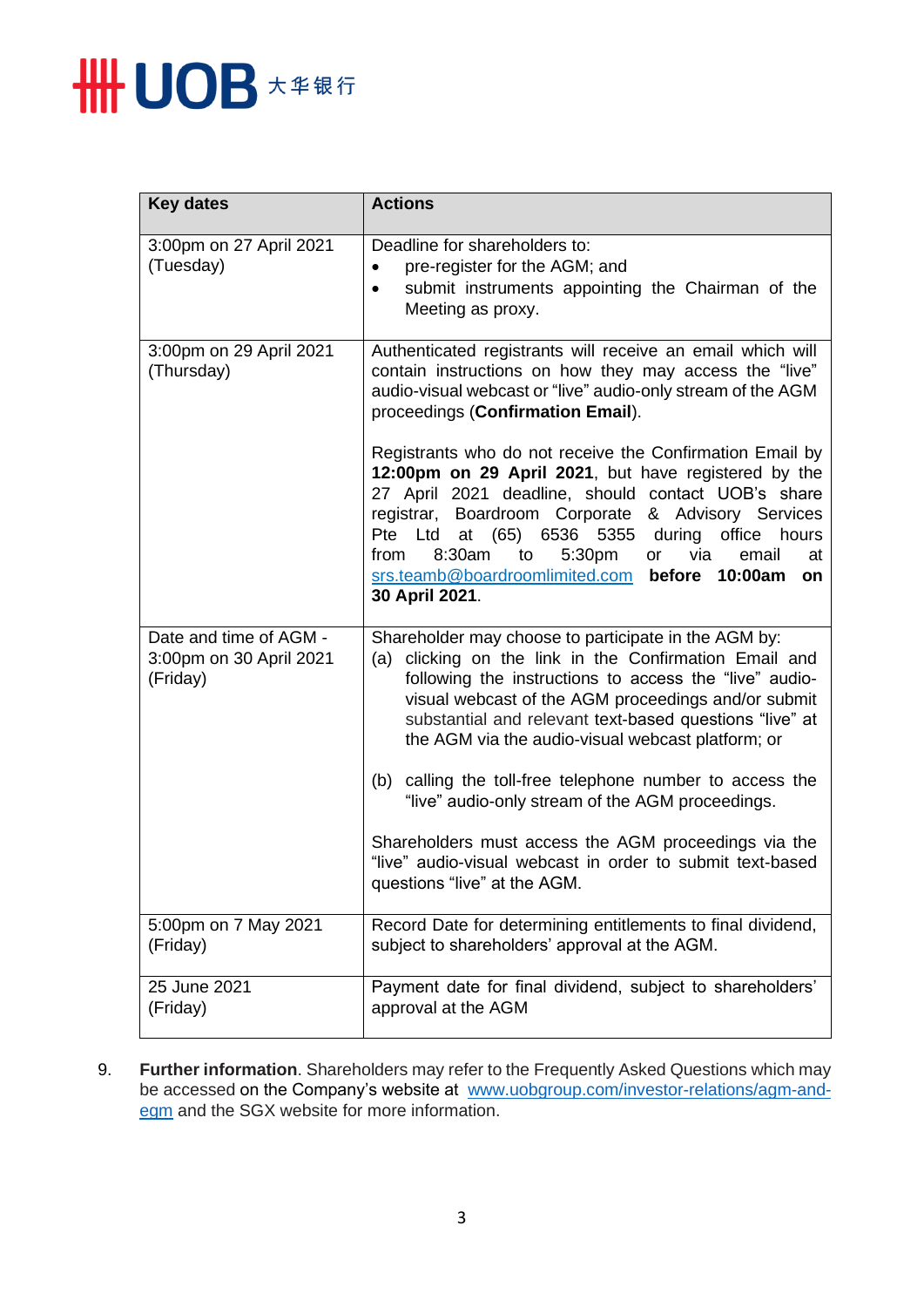| Key dates | Actions |
|---|---|
| 3:00pm on 27 April 2021 (Tuesday) | Deadline for shareholders to:<br>• pre-register for the AGM; and<br>• submit instruments appointing the Chairman of the Meeting as proxy. |
| 3:00pm on 29 April 2021 (Thursday) | Authenticated registrants will receive an email which will contain instructions on how they may access the "live" audio-visual webcast or "live" audio-only stream of the AGM proceedings (**Confirmation Email**).<br><br>Registrants who do not receive the Confirmation Email by **12:00pm on 29 April 2021**, but have registered by the 27 April 2021 deadline, should contact UOB's share registrar, Boardroom Corporate & Advisory Services Pte Ltd at (65) 6536 5355 during office hours from 8:30am to 5:30pm or via email at srs.teamb@boardroomlimited.com **before 10:00am on 30 April 2021**. |
| Date and time of AGM - 3:00pm on 30 April 2021 (Friday) | Shareholder may choose to participate in the AGM by:<br>(a) clicking on the link in the Confirmation Email and following the instructions to access the "live" audio-visual webcast of the AGM proceedings and/or submit substantial and relevant text-based questions "live" at the AGM via the audio-visual webcast platform; or<br><br>(b) calling the toll-free telephone number to access the "live" audio-only stream of the AGM proceedings.<br><br>Shareholders must access the AGM proceedings via the "live" audio-visual webcast in order to submit text-based questions "live" at the AGM. |
| 5:00pm on 7 May 2021 (Friday) | Record Date for determining entitlements to final dividend, subject to shareholders' approval at the AGM. |
| 25 June 2021 (Friday) | Payment date for final dividend, subject to shareholders' approval at the AGM |

9. **Further information**. Shareholders may refer to the Frequently Asked Questions which may be accessed on the Company's website at www.uobgroup.com/investor-relations/agm-and-egm and the SGX website for more information.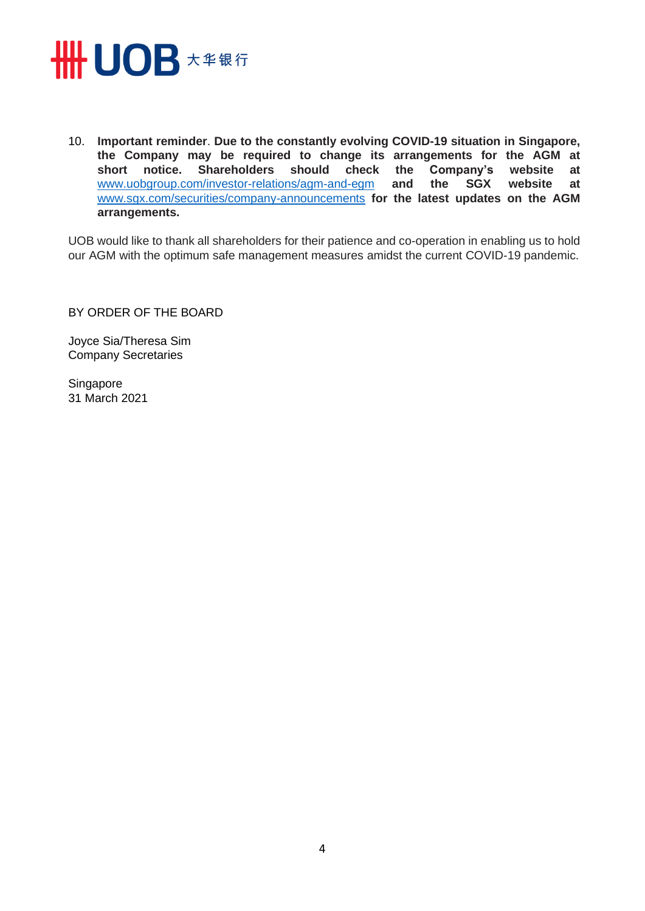10. **Important reminder**. **Due to the constantly evolving COVID-19 situation in Singapore, the Company may be required to change its arrangements for the AGM at short notice. Shareholders should check the Company's website at** www.uobgroup.com/investor-relations/agm-and-egm **and the SGX website at** www.sgx.com/securities/company-announcements **for the latest updates on the AGM arrangements.**

UOB would like to thank all shareholders for their patience and co-operation in enabling us to hold our AGM with the optimum safe management measures amidst the current COVID-19 pandemic.

BY ORDER OF THE BOARD

Joyce Sia/Theresa Sim
Company Secretaries

Singapore
31 March 2021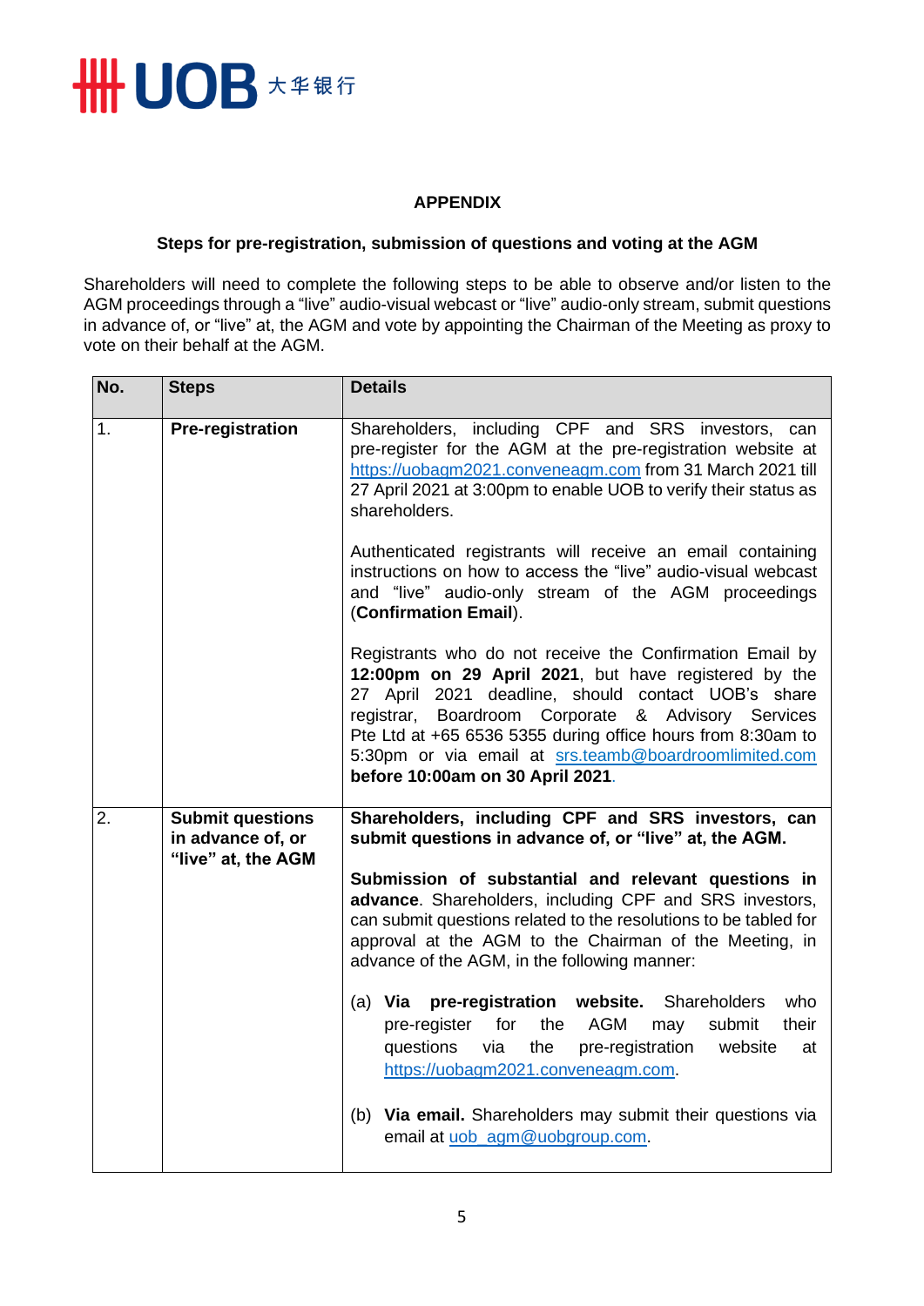## APPENDIX

### Steps for pre-registration, submission of questions and voting at the AGM

Shareholders will need to complete the following steps to be able to observe and/or listen to the AGM proceedings through a "live" audio-visual webcast or "live" audio-only stream, submit questions in advance of, or "live" at, the AGM and vote by appointing the Chairman of the Meeting as proxy to vote on their behalf at the AGM.

| No. | Steps | Details |
|---|---|---|
| 1. | **Pre-registration** | Shareholders, including CPF and SRS investors, can pre-register for the AGM at the pre-registration website at https://uobagm2021.conveneagm.com from 31 March 2021 till 27 April 2021 at 3:00pm to enable UOB to verify their status as shareholders.<br><br>Authenticated registrants will receive an email containing instructions on how to access the "live" audio-visual webcast and "live" audio-only stream of the AGM proceedings (**Confirmation Email**).<br><br>Registrants who do not receive the Confirmation Email by **12:00pm on 29 April 2021**, but have registered by the 27 April 2021 deadline, should contact UOB's share registrar, Boardroom Corporate & Advisory Services Pte Ltd at +65 6536 5355 during office hours from 8:30am to 5:30pm or via email at srs.teamb@boardroomlimited.com **before 10:00am on 30 April 2021**. |
| 2. | **Submit questions in advance of, or "live" at, the AGM** | **Shareholders, including CPF and SRS investors, can submit questions in advance of, or "live" at, the AGM.**<br><br>**Submission of substantial and relevant questions in advance**. Shareholders, including CPF and SRS investors, can submit questions related to the resolutions to be tabled for approval at the AGM to the Chairman of the Meeting, in advance of the AGM, in the following manner:<br><br>(a) **Via pre-registration website.** Shareholders who pre-register for the AGM may submit their questions via the pre-registration website at https://uobagm2021.conveneagm.com.<br><br>(b) **Via email.** Shareholders may submit their questions via email at uob_agm@uobgroup.com. |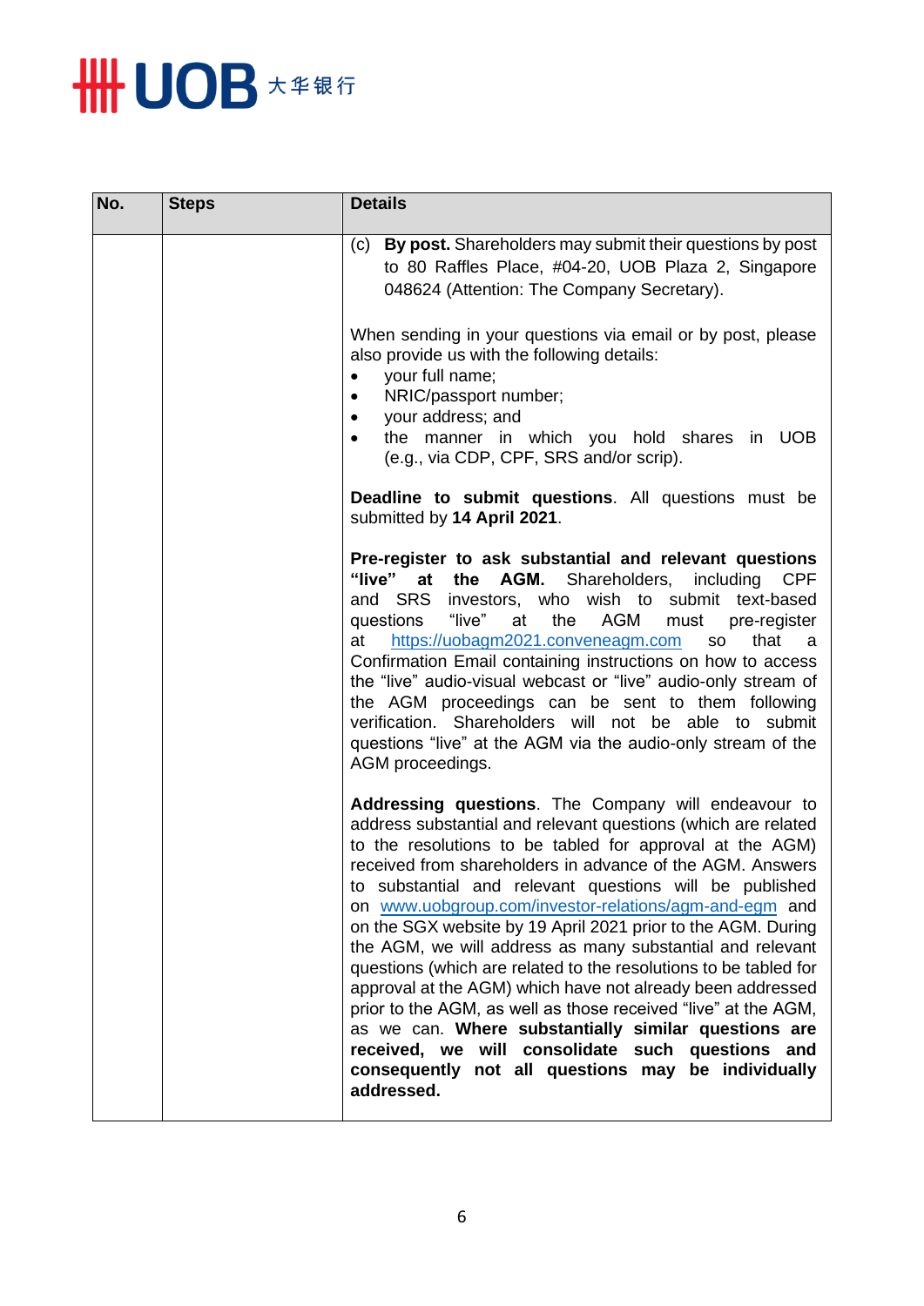| No. | Steps | Details |
|---|---|---|
| | | (c) **By post.** Shareholders may submit their questions by post to 80 Raffles Place, #04-20, UOB Plaza 2, Singapore 048624 (Attention: The Company Secretary).<br><br>When sending in your questions via email or by post, please also provide us with the following details:<br>• your full name;<br>• NRIC/passport number;<br>• your address; and<br>• the manner in which you hold shares in UOB (e.g., via CDP, CPF, SRS and/or scrip).<br><br>**Deadline to submit questions**. All questions must be submitted by **14 April 2021**.<br><br>**Pre-register to ask substantial and relevant questions "live" at the AGM.** Shareholders, including CPF and SRS investors, who wish to submit text-based questions "live" at the AGM must pre-register at https://uobagm2021.conveneagm.com so that a Confirmation Email containing instructions on how to access the "live" audio-visual webcast or "live" audio-only stream of the AGM proceedings can be sent to them following verification. Shareholders will not be able to submit questions "live" at the AGM via the audio-only stream of the AGM proceedings.<br><br>**Addressing questions**. The Company will endeavour to address substantial and relevant questions (which are related to the resolutions to be tabled for approval at the AGM) received from shareholders in advance of the AGM. Answers to substantial and relevant questions will be published on www.uobgroup.com/investor-relations/agm-and-egm and on the SGX website by 19 April 2021 prior to the AGM. During the AGM, we will address as many substantial and relevant questions (which are related to the resolutions to be tabled for approval at the AGM) which have not already been addressed prior to the AGM, as well as those received "live" at the AGM, as we can. **Where substantially similar questions are received, we will consolidate such questions and consequently not all questions may be individually addressed.** |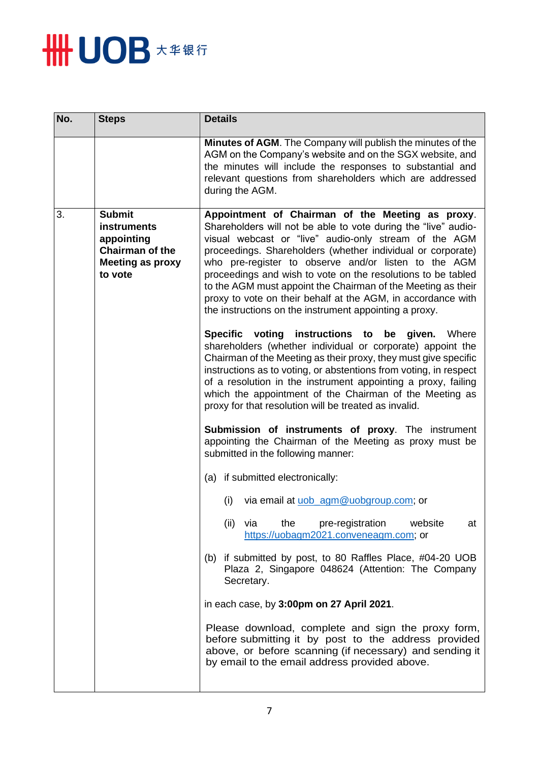| No. | Steps | Details |
|---|---|---|
| | | **Minutes of AGM**. The Company will publish the minutes of the AGM on the Company's website and on the SGX website, and the minutes will include the responses to substantial and relevant questions from shareholders which are addressed during the AGM. |
| 3. | **Submit instruments appointing Chairman of the Meeting as proxy to vote** | **Appointment of Chairman of the Meeting as proxy**. Shareholders will not be able to vote during the "live" audio-visual webcast or "live" audio-only stream of the AGM proceedings. Shareholders (whether individual or corporate) who pre-register to observe and/or listen to the AGM proceedings and wish to vote on the resolutions to be tabled to the AGM must appoint the Chairman of the Meeting as their proxy to vote on their behalf at the AGM, in accordance with the instructions on the instrument appointing a proxy.<br><br>**Specific voting instructions to be given.** Where shareholders (whether individual or corporate) appoint the Chairman of the Meeting as their proxy, they must give specific instructions as to voting, or abstentions from voting, in respect of a resolution in the instrument appointing a proxy, failing which the appointment of the Chairman of the Meeting as proxy for that resolution will be treated as invalid.<br><br>**Submission of instruments of proxy**. The instrument appointing the Chairman of the Meeting as proxy must be submitted in the following manner:<br><br>(a) if submitted electronically:<br><br>(i) via email at uob_agm@uobgroup.com; or<br><br>(ii) via the pre-registration website at https://uobagm2021.conveneagm.com; or<br><br>(b) if submitted by post, to 80 Raffles Place, #04-20 UOB Plaza 2, Singapore 048624 (Attention: The Company Secretary.<br><br>in each case, by **3:00pm on 27 April 2021**.<br><br>Please download, complete and sign the proxy form, before submitting it by post to the address provided above, or before scanning (if necessary) and sending it by email to the email address provided above. |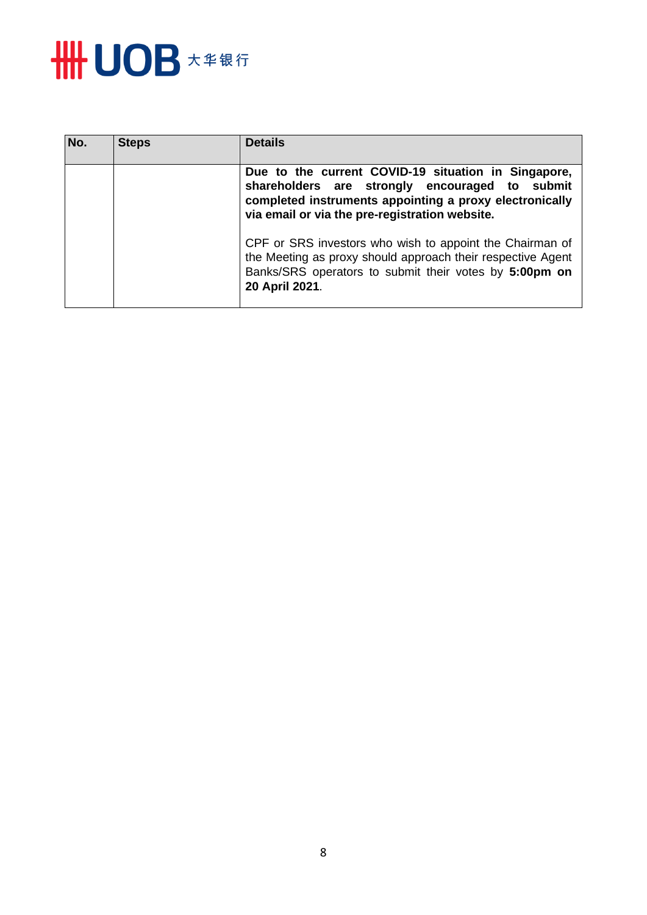| No. | Steps | Details |
|---|---|---|
| | | **Due to the current COVID-19 situation in Singapore, shareholders are strongly encouraged to submit completed instruments appointing a proxy electronically via email or via the pre-registration website.**<br><br>CPF or SRS investors who wish to appoint the Chairman of the Meeting as proxy should approach their respective Agent Banks/SRS operators to submit their votes by **5:00pm on 20 April 2021**. |